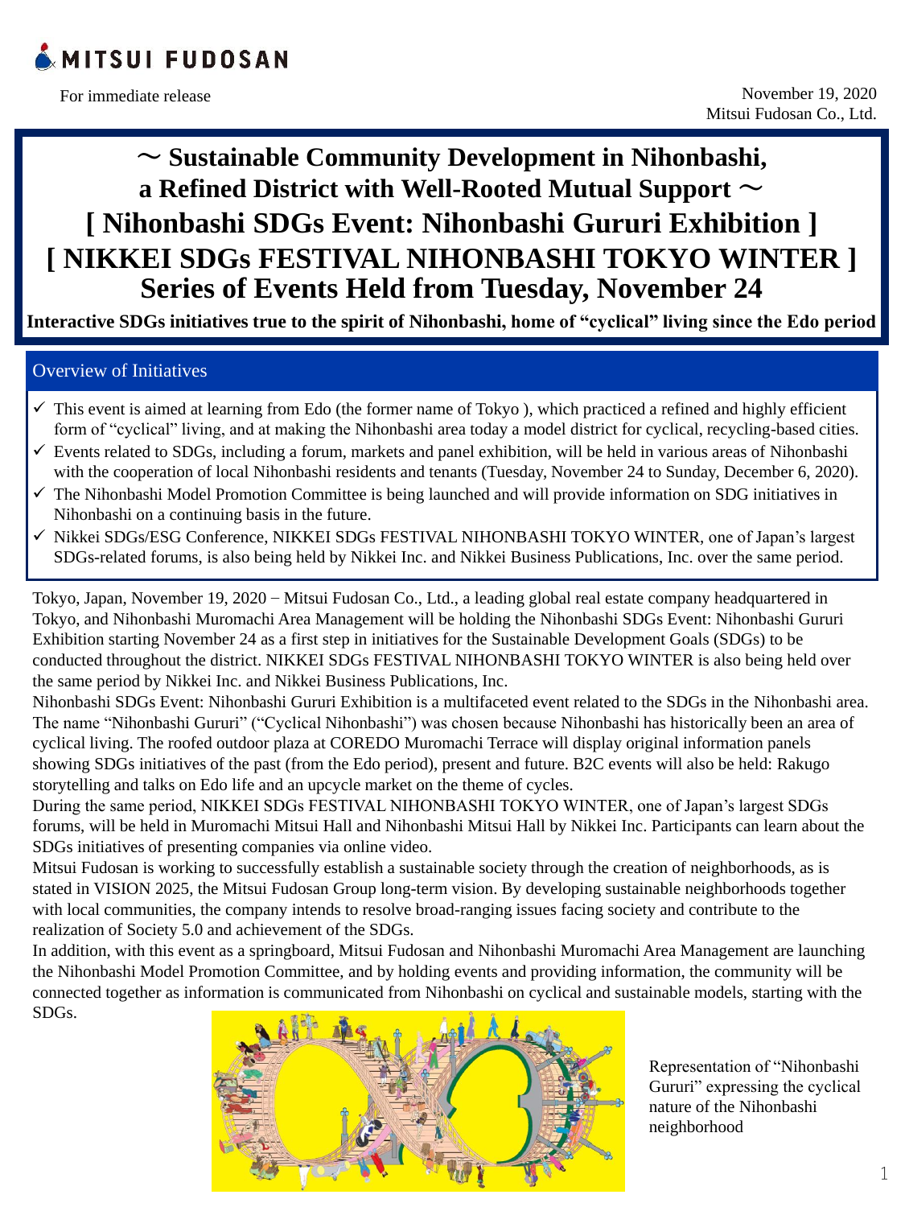MITSUI FUDOSAN

For immediate release

November 19, 2020
Mitsui Fudosan Co., Ltd.

# ～ Sustainable Community Development in Nihonbashi, a Refined District with Well-Rooted Mutual Support ～ [ Nihonbashi SDGs Event: Nihonbashi Gururi Exhibition ] [ NIKKEI SDGs FESTIVAL NIHONBASHI TOKYO WINTER ] Series of Events Held from Tuesday, November 24

**Interactive SDGs initiatives true to the spirit of Nihonbashi, home of "cyclical" living since the Edo period**

## Overview of Initiatives

- ✓ This event is aimed at learning from Edo (the former name of Tokyo ), which practiced a refined and highly efficient form of "cyclical" living, and at making the Nihonbashi area today a model district for cyclical, recycling-based cities.
- ✓ Events related to SDGs, including a forum, markets and panel exhibition, will be held in various areas of Nihonbashi with the cooperation of local Nihonbashi residents and tenants (Tuesday, November 24 to Sunday, December 6, 2020).
- ✓ The Nihonbashi Model Promotion Committee is being launched and will provide information on SDG initiatives in Nihonbashi on a continuing basis in the future.
- ✓ Nikkei SDGs/ESG Conference, NIKKEI SDGs FESTIVAL NIHONBASHI TOKYO WINTER, one of Japan's largest SDGs-related forums, is also being held by Nikkei Inc. and Nikkei Business Publications, Inc. over the same period.

Tokyo, Japan, November 19, 2020 − Mitsui Fudosan Co., Ltd., a leading global real estate company headquartered in Tokyo, and Nihonbashi Muromachi Area Management will be holding the Nihonbashi SDGs Event: Nihonbashi Gururi Exhibition starting November 24 as a first step in initiatives for the Sustainable Development Goals (SDGs) to be conducted throughout the district. NIKKEI SDGs FESTIVAL NIHONBASHI TOKYO WINTER is also being held over the same period by Nikkei Inc. and Nikkei Business Publications, Inc.

Nihonbashi SDGs Event: Nihonbashi Gururi Exhibition is a multifaceted event related to the SDGs in the Nihonbashi area. The name "Nihonbashi Gururi" ("Cyclical Nihonbashi") was chosen because Nihonbashi has historically been an area of cyclical living. The roofed outdoor plaza at COREDO Muromachi Terrace will display original information panels showing SDGs initiatives of the past (from the Edo period), present and future. B2C events will also be held: Rakugo storytelling and talks on Edo life and an upcycle market on the theme of cycles.

During the same period, NIKKEI SDGs FESTIVAL NIHONBASHI TOKYO WINTER, one of Japan's largest SDGs forums, will be held in Muromachi Mitsui Hall and Nihonbashi Mitsui Hall by Nikkei Inc. Participants can learn about the SDGs initiatives of presenting companies via online video.

Mitsui Fudosan is working to successfully establish a sustainable society through the creation of neighborhoods, as is stated in VISION 2025, the Mitsui Fudosan Group long-term vision. By developing sustainable neighborhoods together with local communities, the company intends to resolve broad-ranging issues facing society and contribute to the realization of Society 5.0 and achievement of the SDGs.

In addition, with this event as a springboard, Mitsui Fudosan and Nihonbashi Muromachi Area Management are launching the Nihonbashi Model Promotion Committee, and by holding events and providing information, the community will be connected together as information is communicated from Nihonbashi on cyclical and sustainable models, starting with the SDGs.

Representation of "Nihonbashi Gururi" expressing the cyclical nature of the Nihonbashi neighborhood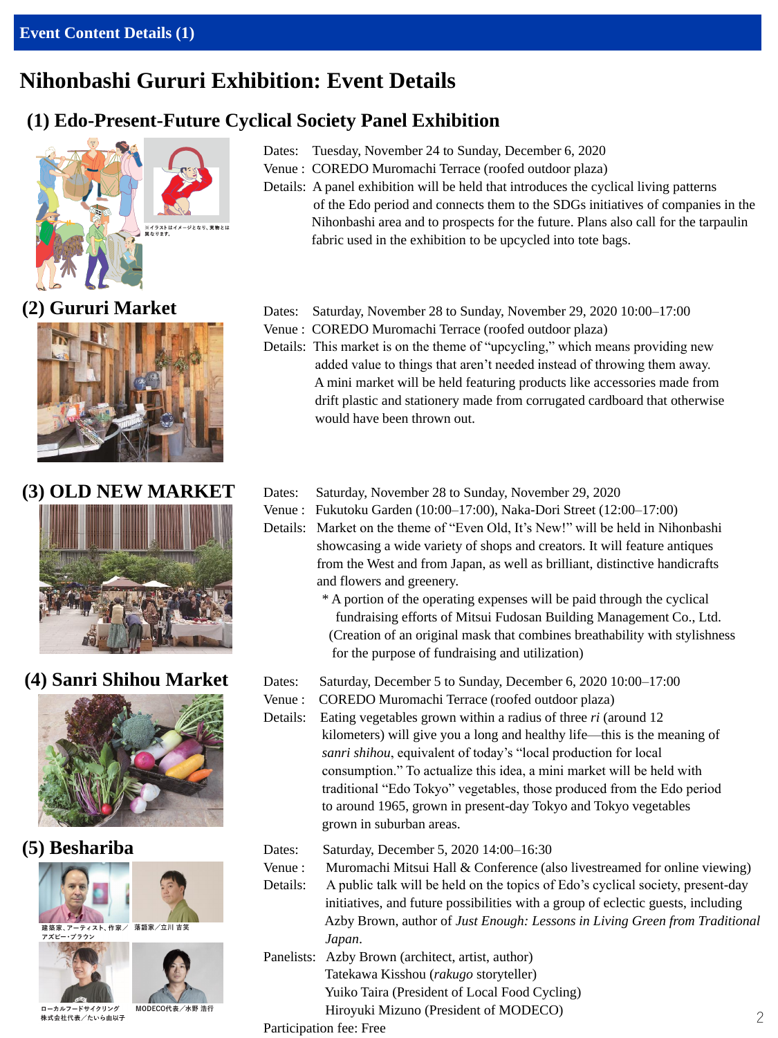## Event Content Details (1)

# Nihonbashi Gururi Exhibition: Event Details

## (1) Edo-Present-Future Cyclical Society Panel Exhibition

※イラストはイメージとなり、実物とは異なります。

Dates: Tuesday, November 24 to Sunday, December 6, 2020

Venue : COREDO Muromachi Terrace (roofed outdoor plaza)

Details: A panel exhibition will be held that introduces the cyclical living patterns of the Edo period and connects them to the SDGs initiatives of companies in the Nihonbashi area and to prospects for the future. Plans also call for the tarpaulin fabric used in the exhibition to be upcycled into tote bags.

## (2) Gururi Market

Dates: Saturday, November 28 to Sunday, November 29, 2020 10:00–17:00

Venue : COREDO Muromachi Terrace (roofed outdoor plaza)

Details: This market is on the theme of "upcycling," which means providing new added value to things that aren't needed instead of throwing them away. A mini market will be held featuring products like accessories made from drift plastic and stationery made from corrugated cardboard that otherwise would have been thrown out.

## (3) OLD NEW MARKET

Dates: Saturday, November 28 to Sunday, November 29, 2020

Venue : Fukutoku Garden (10:00–17:00), Naka-Dori Street (12:00–17:00)

Details: Market on the theme of "Even Old, It's New!" will be held in Nihonbashi showcasing a wide variety of shops and creators. It will feature antiques from the West and from Japan, as well as brilliant, distinctive handicrafts and flowers and greenery.

\* A portion of the operating expenses will be paid through the cyclical fundraising efforts of Mitsui Fudosan Building Management Co., Ltd. (Creation of an original mask that combines breathability with stylishness for the purpose of fundraising and utilization)

## (4) Sanri Shihou Market

Dates: Saturday, December 5 to Sunday, December 6, 2020 10:00–17:00

Venue : COREDO Muromachi Terrace (roofed outdoor plaza)

Details: Eating vegetables grown within a radius of three *ri* (around 12 kilometers) will give you a long and healthy life—this is the meaning of *sanri shihou*, equivalent of today's "local production for local consumption." To actualize this idea, a mini market will be held with traditional "Edo Tokyo" vegetables, those produced from the Edo period to around 1965, grown in present-day Tokyo and Tokyo vegetables grown in suburban areas.

## (5) Beshariba

建築家、アーティスト、作家／アズビー・ブラウン

落語家／立川 吉笑

ローカルフードサイクリング株式会社代表／たいら由以子

MODECO代表／水野 浩行

Dates: Saturday, December 5, 2020 14:00–16:30

Venue : Muromachi Mitsui Hall & Conference (also livestreamed for online viewing)

Details: A public talk will be held on the topics of Edo's cyclical society, present-day initiatives, and future possibilities with a group of eclectic guests, including Azby Brown, author of *Just Enough: Lessons in Living Green from Traditional Japan*.

Panelists: Azby Brown (architect, artist, author)
Tatekawa Kisshou (*rakugo* storyteller)
Yuiko Taira (President of Local Food Cycling)
Hiroyuki Mizuno (President of MODECO)

Participation fee: Free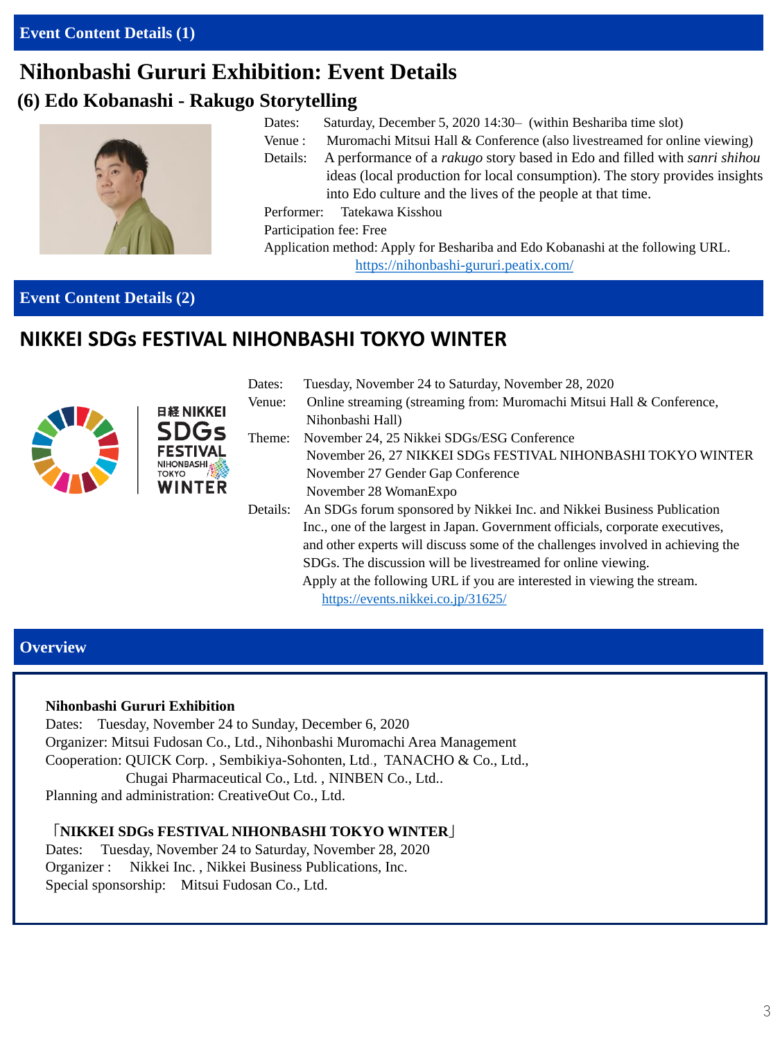## Event Content Details (1)

# Nihonbashi Gururi Exhibition: Event Details

## (6) Edo Kobanashi - Rakugo Storytelling

Dates: Saturday, December 5, 2020 14:30– (within Beshariba time slot)

Venue : Muromachi Mitsui Hall & Conference (also livestreamed for online viewing)

Details: A performance of a *rakugo* story based in Edo and filled with *sanri shihou* ideas (local production for local consumption). The story provides insights into Edo culture and the lives of the people at that time.

Performer: Tatekawa Kisshou

Participation fee: Free

Application method: Apply for Beshariba and Edo Kobanashi at the following URL.
https://nihonbashi-gururi.peatix.com/

## Event Content Details (2)

# NIKKEI SDGs FESTIVAL NIHONBASHI TOKYO WINTER

日経 NIKKEI SDGs FESTIVAL NIHONBASHI TOKYO WINTER

Dates: Tuesday, November 24 to Saturday, November 28, 2020

Venue: Online streaming (streaming from: Muromachi Mitsui Hall & Conference, Nihonbashi Hall)

Theme: November 24, 25 Nikkei SDGs/ESG Conference
November 26, 27 NIKKEI SDGs FESTIVAL NIHONBASHI TOKYO WINTER
November 27 Gender Gap Conference
November 28 WomanExpo

Details: An SDGs forum sponsored by Nikkei Inc. and Nikkei Business Publication Inc., one of the largest in Japan. Government officials, corporate executives, and other experts will discuss some of the challenges involved in achieving the SDGs. The discussion will be livestreamed for online viewing.
Apply at the following URL if you are interested in viewing the stream.
https://events.nikkei.co.jp/31625/

## Overview

**Nihonbashi Gururi Exhibition**

Dates: Tuesday, November 24 to Sunday, December 6, 2020
Organizer: Mitsui Fudosan Co., Ltd., Nihonbashi Muromachi Area Management
Cooperation: QUICK Corp. , Sembikiya-Sohonten, Ltd., TANACHO & Co., Ltd.,
Chugai Pharmaceutical Co., Ltd. , NINBEN Co., Ltd..
Planning and administration: CreativeOut Co., Ltd.

**「NIKKEI SDGs FESTIVAL NIHONBASHI TOKYO WINTER」**

Dates: Tuesday, November 24 to Saturday, November 28, 2020
Organizer : Nikkei Inc. , Nikkei Business Publications, Inc.
Special sponsorship: Mitsui Fudosan Co., Ltd.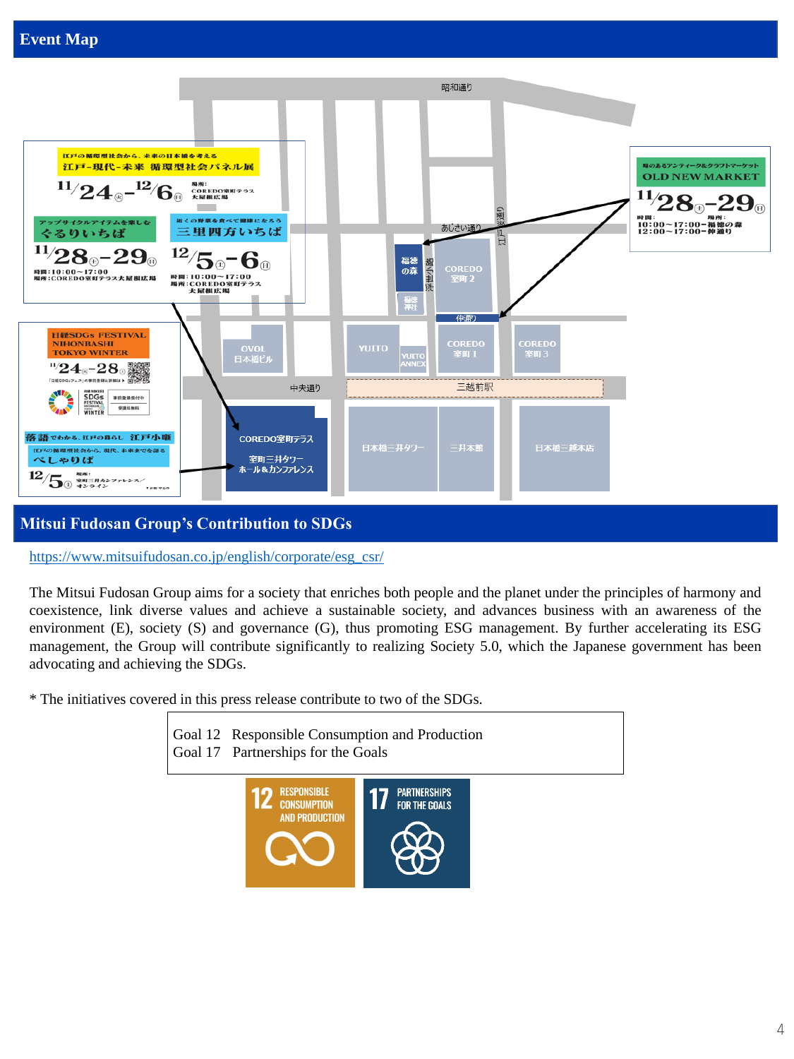## Event Map

昭和通り

江戸の循環型社会から、未来の日本橋を考える
江戸–現代–未来 循環型社会パネル展
11/24(水)–12/6(日)
場所：COREDO室町テラス 大屋根広場

アップサイクルアイテムを楽しむ
ぐるりいちば
11/28(土)–29(日)
時間：10:00～17:00
場所：COREDO室町テラス大屋根広場

近くの野菜を食べて健康になろう
三里四方いちば
12/5(土)–6(日)
時間：10:00～17:00
場所：COREDO室町テラス 大屋根広場

味のあるアンティーク&クラフトマーケット
OLD NEW MARKET
11/28(土)–29(日)
時間：10:00～17:00–福徳の森
12:00～17:00–仲通り

日経SDGs FESTIVAL NIHONBASHI TOKYO WINTER
11/24(火)–28(土)

落語でわかる、江戸の暮らし 江戸小噺
江戸の循環型社会から、現代、未来までを語る
べしゃりば
12/5(土)
場所：室町三井カンファレンス／オンライン

あじさい通り
江戸桜通り
浮世小路
福徳の森
福徳神社
COREDO室町2
仲通り
OVOL日本橋ビル
YUITO
YUITO ANNEX
COREDO室町1
COREDO室町3
中央通り
三越前駅
COREDO室町テラス
室町三井タワー ホール&カンファレンス
日本橋三井タワー
三井本館
日本橋三越本店

## Mitsui Fudosan Group's Contribution to SDGs

https://www.mitsuifudosan.co.jp/english/corporate/esg_csr/

The Mitsui Fudosan Group aims for a society that enriches both people and the planet under the principles of harmony and coexistence, link diverse values and achieve a sustainable society, and advances business with an awareness of the environment (E), society (S) and governance (G), thus promoting ESG management. By further accelerating its ESG management, the Group will contribute significantly to realizing Society 5.0, which the Japanese government has been advocating and achieving the SDGs.

* The initiatives covered in this press release contribute to two of the SDGs.

Goal 12 Responsible Consumption and Production
Goal 17 Partnerships for the Goals

12 RESPONSIBLE CONSUMPTION AND PRODUCTION

17 PARTNERSHIPS FOR THE GOALS